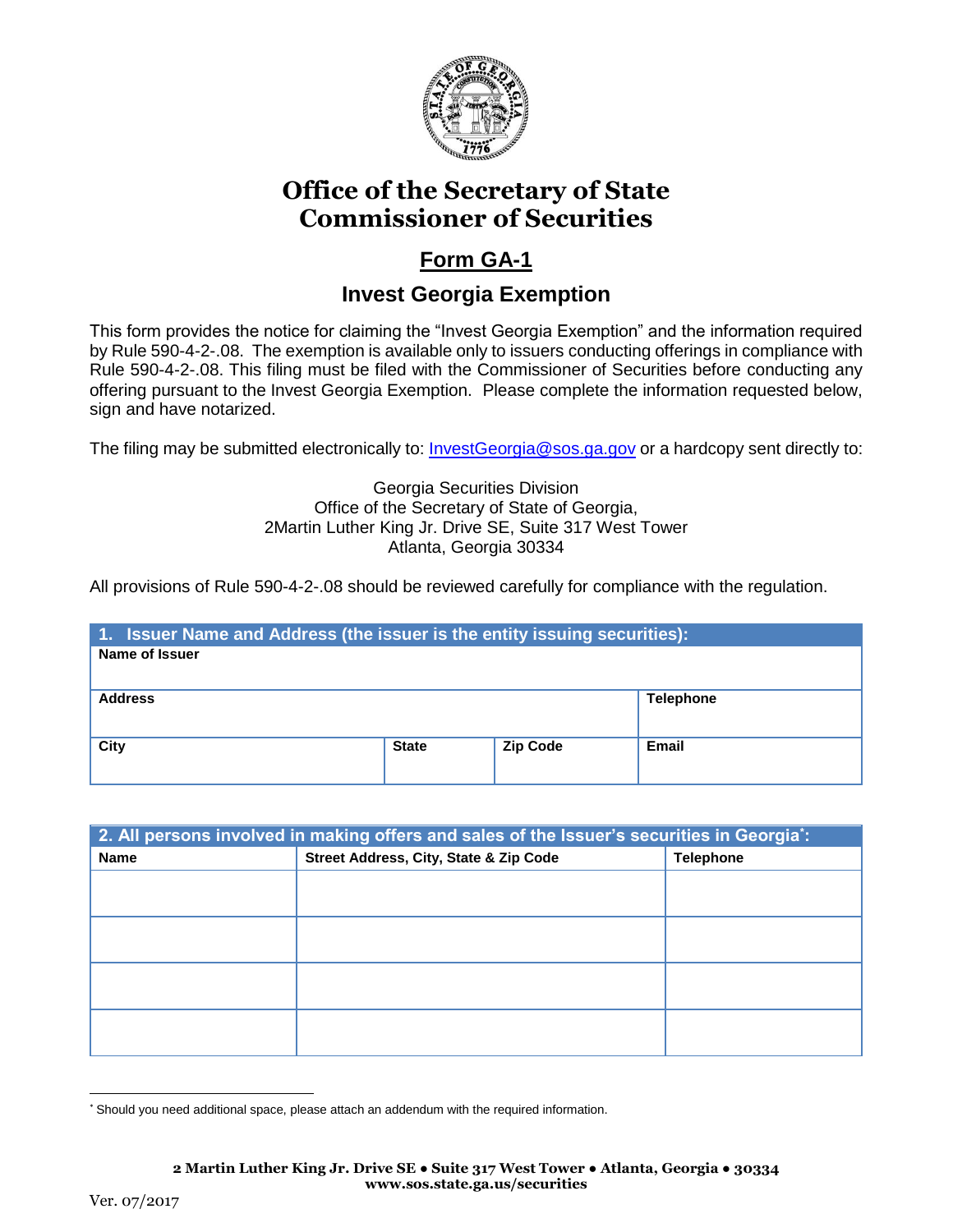# Office of the Secretary of State
# Commissioner of Securities

## Form GA-1

## Invest Georgia Exemption

This form provides the notice for claiming the "Invest Georgia Exemption" and the information required by Rule 590-4-2-.08. The exemption is available only to issuers conducting offerings in compliance with Rule 590-4-2-.08. This filing must be filed with the Commissioner of Securities before conducting any offering pursuant to the Invest Georgia Exemption. Please complete the information requested below, sign and have notarized.

The filing may be submitted electronically to: InvestGeorgia@sos.ga.gov or a hardcopy sent directly to:

Georgia Securities Division
Office of the Secretary of State of Georgia,
2Martin Luther King Jr. Drive SE, Suite 317 West Tower
Atlanta, Georgia 30334

All provisions of Rule 590-4-2-.08 should be reviewed carefully for compliance with the regulation.

| 1. Issuer Name and Address (the issuer is the entity issuing securities): | | | |
|---|---|---|---|
| **Name of Issuer** | | | |
| **Address** | | | **Telephone** |
| **City** | **State** | **Zip Code** | **Email** |

| 2. All persons involved in making offers and sales of the Issuer's securities in Georgia*: | | |
|---|---|---|
| **Name** | **Street Address, City, State & Zip Code** | **Telephone** |
| | | |
| | | |
| | | |
| | | |

* Should you need additional space, please attach an addendum with the required information.

2 Martin Luther King Jr. Drive SE • Suite 317 West Tower • Atlanta, Georgia • 30334
www.sos.state.ga.us/securities

Ver. 07/2017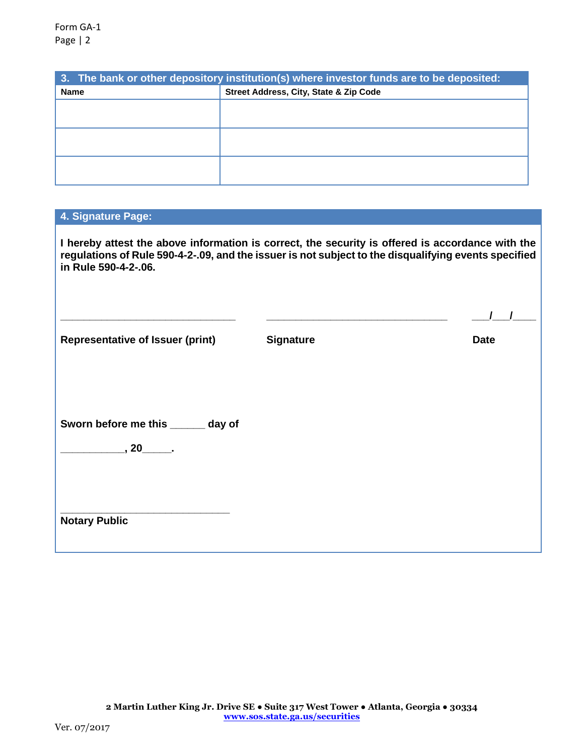## 3. The bank or other depository institution(s) where investor funds are to be deposited:

| Name | Street Address, City, State & Zip Code |
|---|---|
| | |
| | |
| | |

## 4. Signature Page:

**I hereby attest the above information is correct, the security is offered is accordance with the regulations of Rule 590-4-2-.09, and the issuer is not subject to the disqualifying events specified in Rule 590-4-2-.06.**

_______________________________ _______________________________ ___/___/____

**Representative of Issuer (print)** **Signature** **Date**

**Sworn before me this ______ day of**

**__________, 20_____.**

_______________________________

**Notary Public**

**2 Martin Luther King Jr. Drive SE • Suite 317 West Tower • Atlanta, Georgia • 30334**
**www.sos.state.ga.us/securities**

Ver. 07/2017